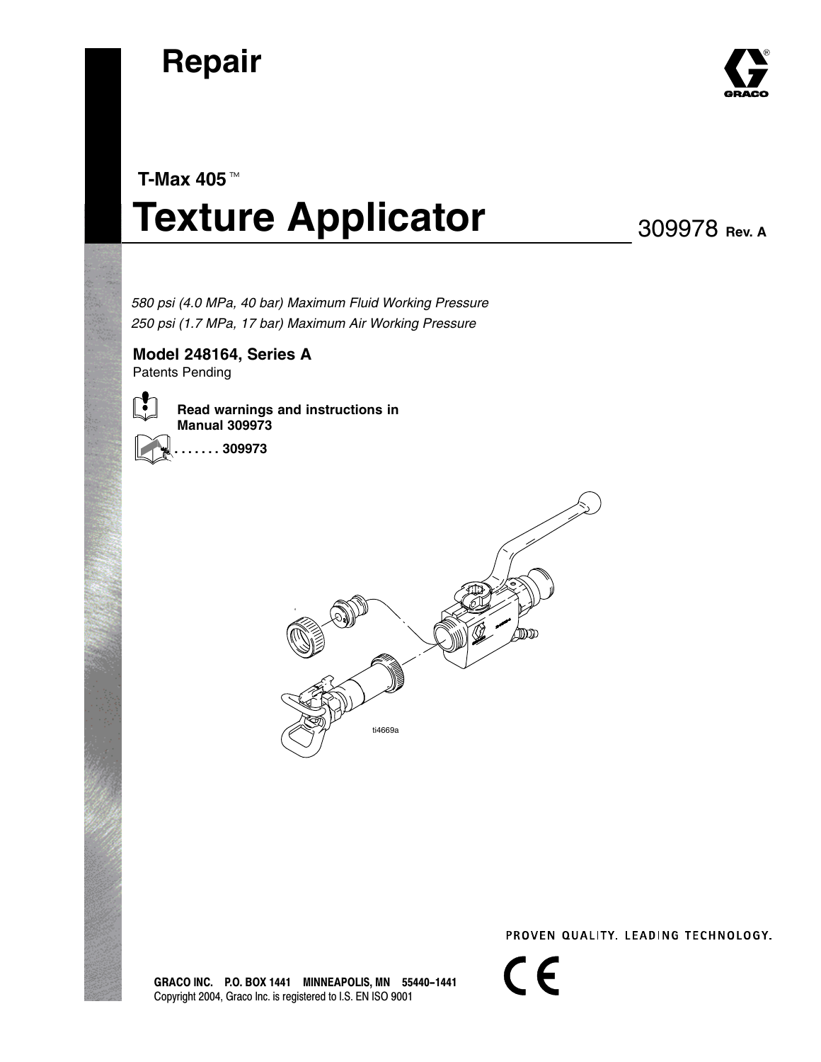# Repair

## T-Max 405™

# Texture Applicator

309978 **Rev. A**

*580 psi (4.0 MPa, 40 bar) Maximum Fluid Working Pressure*
*250 psi (1.7 MPa, 17 bar) Maximum Air Working Pressure*

**Model 248164, Series A**
Patents Pending

**Read warnings and instructions in Manual 309973**

**. . . . . . . 309973**

ti4669a

PROVEN QUALITY. LEADING TECHNOLOGY.

**GRACO INC. P.O. BOX 1441 MINNEAPOLIS, MN 55440–1441**
Copyright 2004, Graco Inc. is registered to I.S. EN ISO 9001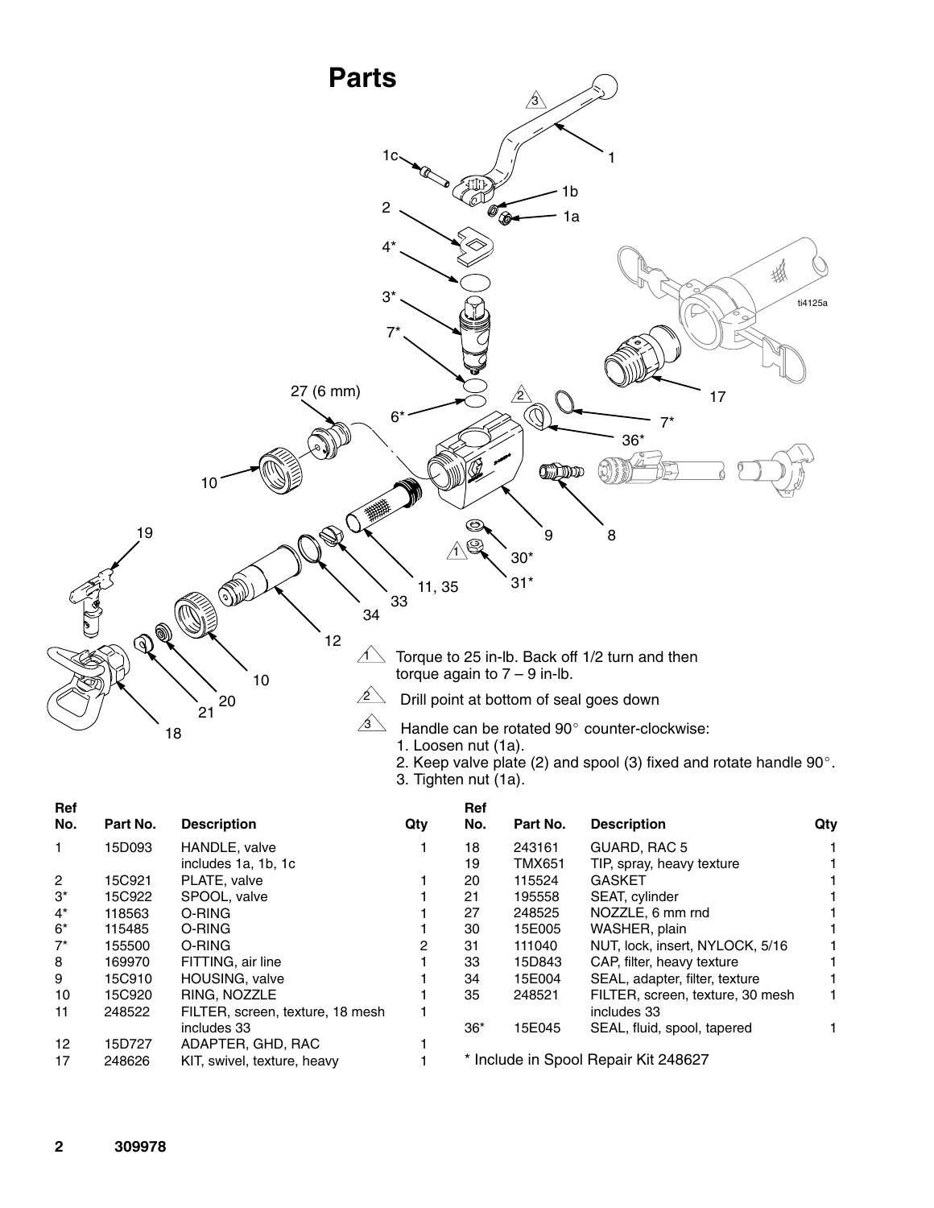# Parts

1. Torque to 25 in-lb. Back off 1/2 turn and then torque again to 7 – 9 in-lb.
2. Drill point at bottom of seal goes down
3. Handle can be rotated 90° counter-clockwise:
   1. Loosen nut (1a).
   2. Keep valve plate (2) and spool (3) fixed and rotate handle 90°.
   3. Tighten nut (1a).

| Ref No. | Part No. | Description | Qty |
|---|---|---|---|
| 1 | 15D093 | HANDLE, valve includes 1a, 1b, 1c | 1 |
| 2 | 15C921 | PLATE, valve | 1 |
| 3* | 15C922 | SPOOL, valve | 1 |
| 4* | 118563 | O-RING | 1 |
| 6* | 115485 | O-RING | 1 |
| 7* | 155500 | O-RING | 2 |
| 8 | 169970 | FITTING, air line | 1 |
| 9 | 15C910 | HOUSING, valve | 1 |
| 10 | 15C920 | RING, NOZZLE | 1 |
| 11 | 248522 | FILTER, screen, texture, 18 mesh includes 33 | 1 |
| 12 | 15D727 | ADAPTER, GHD, RAC | 1 |
| 17 | 248626 | KIT, swivel, texture, heavy | 1 |
| 18 | 243161 | GUARD, RAC 5 | 1 |
| 19 | TMX651 | TIP, spray, heavy texture | 1 |
| 20 | 115524 | GASKET | 1 |
| 21 | 195558 | SEAT, cylinder | 1 |
| 27 | 248525 | NOZZLE, 6 mm rnd | 1 |
| 30 | 15E005 | WASHER, plain | 1 |
| 31 | 111040 | NUT, lock, insert, NYLOCK, 5/16 | 1 |
| 33 | 15D843 | CAP, filter, heavy texture | 1 |
| 34 | 15E004 | SEAL, adapter, filter, texture | 1 |
| 35 | 248521 | FILTER, screen, texture, 30 mesh includes 33 | 1 |
| 36* | 15E045 | SEAL, fluid, spool, tapered | 1 |

* Include in Spool Repair Kit 248627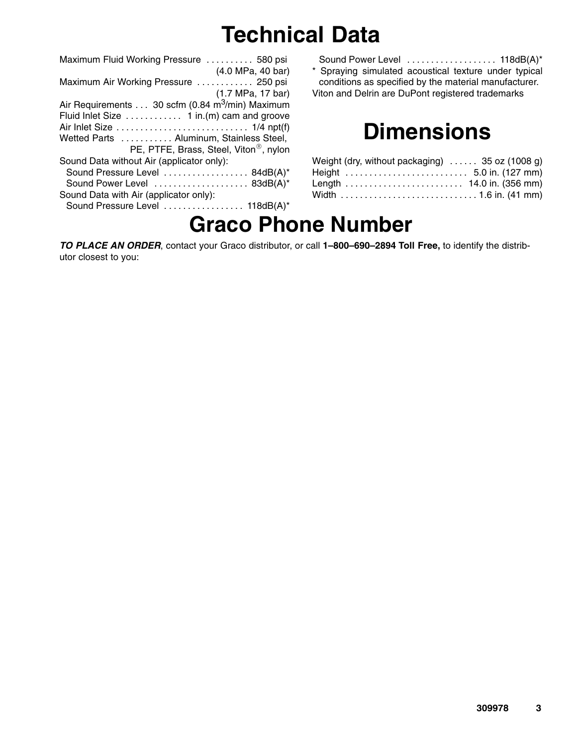# Technical Data

Maximum Fluid Working Pressure . . . . . . . . . . 580 psi (4.0 MPa, 40 bar)
Maximum Air Working Pressure . . . . . . . . . . . . 250 psi (1.7 MPa, 17 bar)
Air Requirements . . . 30 scfm (0.84 $m^3$/min) Maximum
Fluid Inlet Size . . . . . . . . . . . . 1 in.(m) cam and groove
Air Inlet Size . . . . . . . . . . . . . . . . . . . . . . . . . . . . 1/4 npt(f)
Wetted Parts . . . . . . . . . . . Aluminum, Stainless Steel, PE, PTFE, Brass, Steel, Viton®, nylon
Sound Data without Air (applicator only):
  Sound Pressure Level . . . . . . . . . . . . . . . . . . 84dB(A)*
  Sound Power Level . . . . . . . . . . . . . . . . . . . . 83dB(A)*
Sound Data with Air (applicator only):
  Sound Pressure Level . . . . . . . . . . . . . . . . . 118dB(A)*
  Sound Power Level . . . . . . . . . . . . . . . . . . . 118dB(A)*

\* Spraying simulated acoustical texture under typical conditions as specified by the material manufacturer.

Viton and Delrin are DuPont registered trademarks

# Dimensions

Weight (dry, without packaging) . . . . . . 35 oz (1008 g)
Height . . . . . . . . . . . . . . . . . . . . . . . . . . 5.0 in. (127 mm)
Length . . . . . . . . . . . . . . . . . . . . . . . . . 14.0 in. (356 mm)
Width . . . . . . . . . . . . . . . . . . . . . . . . . . . . . 1.6 in. (41 mm)

# Graco Phone Number

***TO PLACE AN ORDER***, contact your Graco distributor, or call **1–800–690–2894 Toll Free,** to identify the distributor closest to you: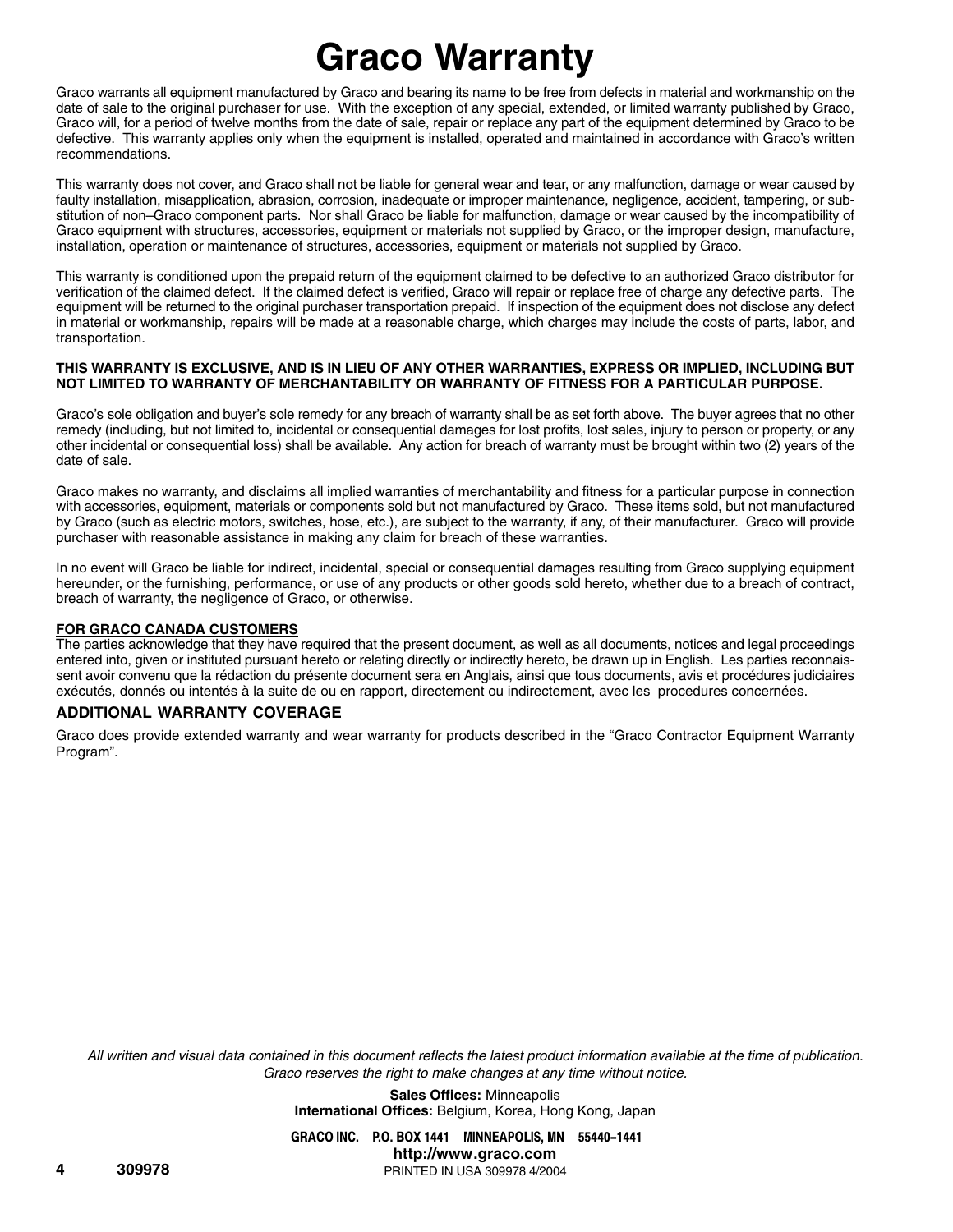# Graco Warranty

Graco warrants all equipment manufactured by Graco and bearing its name to be free from defects in material and workmanship on the date of sale to the original purchaser for use. With the exception of any special, extended, or limited warranty published by Graco, Graco will, for a period of twelve months from the date of sale, repair or replace any part of the equipment determined by Graco to be defective. This warranty applies only when the equipment is installed, operated and maintained in accordance with Graco's written recommendations.

This warranty does not cover, and Graco shall not be liable for general wear and tear, or any malfunction, damage or wear caused by faulty installation, misapplication, abrasion, corrosion, inadequate or improper maintenance, negligence, accident, tampering, or substitution of non–Graco component parts. Nor shall Graco be liable for malfunction, damage or wear caused by the incompatibility of Graco equipment with structures, accessories, equipment or materials not supplied by Graco, or the improper design, manufacture, installation, operation or maintenance of structures, accessories, equipment or materials not supplied by Graco.

This warranty is conditioned upon the prepaid return of the equipment claimed to be defective to an authorized Graco distributor for verification of the claimed defect. If the claimed defect is verified, Graco will repair or replace free of charge any defective parts. The equipment will be returned to the original purchaser transportation prepaid. If inspection of the equipment does not disclose any defect in material or workmanship, repairs will be made at a reasonable charge, which charges may include the costs of parts, labor, and transportation.

**THIS WARRANTY IS EXCLUSIVE, AND IS IN LIEU OF ANY OTHER WARRANTIES, EXPRESS OR IMPLIED, INCLUDING BUT NOT LIMITED TO WARRANTY OF MERCHANTABILITY OR WARRANTY OF FITNESS FOR A PARTICULAR PURPOSE.**

Graco's sole obligation and buyer's sole remedy for any breach of warranty shall be as set forth above. The buyer agrees that no other remedy (including, but not limited to, incidental or consequential damages for lost profits, lost sales, injury to person or property, or any other incidental or consequential loss) shall be available. Any action for breach of warranty must be brought within two (2) years of the date of sale.

Graco makes no warranty, and disclaims all implied warranties of merchantability and fitness for a particular purpose in connection with accessories, equipment, materials or components sold but not manufactured by Graco. These items sold, but not manufactured by Graco (such as electric motors, switches, hose, etc.), are subject to the warranty, if any, of their manufacturer. Graco will provide purchaser with reasonable assistance in making any claim for breach of these warranties.

In no event will Graco be liable for indirect, incidental, special or consequential damages resulting from Graco supplying equipment hereunder, or the furnishing, performance, or use of any products or other goods sold hereto, whether due to a breach of contract, breach of warranty, the negligence of Graco, or otherwise.

**FOR GRACO CANADA CUSTOMERS**

The parties acknowledge that they have required that the present document, as well as all documents, notices and legal proceedings entered into, given or instituted pursuant hereto or relating directly or indirectly hereto, be drawn up in English. Les parties reconnaissent avoir convenu que la rédaction du présente document sera en Anglais, ainsi que tous documents, avis et procédures judiciaires exécutés, donnés ou intentés à la suite de ou en rapport, directement ou indirectement, avec les procedures concernées.

## ADDITIONAL WARRANTY COVERAGE

Graco does provide extended warranty and wear warranty for products described in the "Graco Contractor Equipment Warranty Program".

*All written and visual data contained in this document reflects the latest product information available at the time of publication. Graco reserves the right to make changes at any time without notice.*

**Sales Offices:** Minneapolis
**International Offices:** Belgium, Korea, Hong Kong, Japan

**GRACO INC. P.O. BOX 1441 MINNEAPOLIS, MN 55440–1441**
**http://www.graco.com**
PRINTED IN USA 309978 4/2004